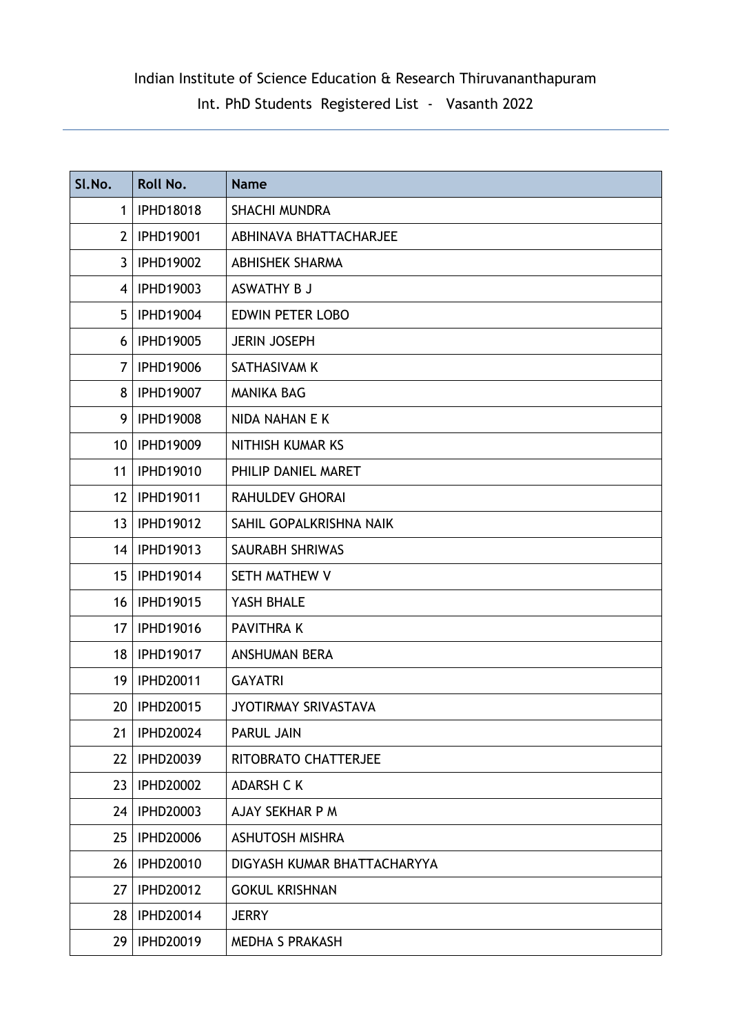Indian Institute of Science Education & Research Thiruvananthapuram

Int. PhD Students Registered List - Vasanth 2022

| Sl.No. | Roll No. | Name |
|---|---|---|
| 1 | IPHD18018 | SHACHI MUNDRA |
| 2 | IPHD19001 | ABHINAVA BHATTACHARJEE |
| 3 | IPHD19002 | ABHISHEK SHARMA |
| 4 | IPHD19003 | ASWATHY B J |
| 5 | IPHD19004 | EDWIN PETER LOBO |
| 6 | IPHD19005 | JERIN JOSEPH |
| 7 | IPHD19006 | SATHASIVAM K |
| 8 | IPHD19007 | MANIKA BAG |
| 9 | IPHD19008 | NIDA NAHAN E K |
| 10 | IPHD19009 | NITHISH KUMAR KS |
| 11 | IPHD19010 | PHILIP DANIEL MARET |
| 12 | IPHD19011 | RAHULDEV GHORAI |
| 13 | IPHD19012 | SAHIL GOPALKRISHNA NAIK |
| 14 | IPHD19013 | SAURABH SHRIWAS |
| 15 | IPHD19014 | SETH MATHEW V |
| 16 | IPHD19015 | YASH BHALE |
| 17 | IPHD19016 | PAVITHRA K |
| 18 | IPHD19017 | ANSHUMAN BERA |
| 19 | IPHD20011 | GAYATRI |
| 20 | IPHD20015 | JYOTIRMAY SRIVASTAVA |
| 21 | IPHD20024 | PARUL JAIN |
| 22 | IPHD20039 | RITOBRATO CHATTERJEE |
| 23 | IPHD20002 | ADARSH C K |
| 24 | IPHD20003 | AJAY SEKHAR P M |
| 25 | IPHD20006 | ASHUTOSH MISHRA |
| 26 | IPHD20010 | DIGYASH KUMAR BHATTACHARYYA |
| 27 | IPHD20012 | GOKUL KRISHNAN |
| 28 | IPHD20014 | JERRY |
| 29 | IPHD20019 | MEDHA S PRAKASH |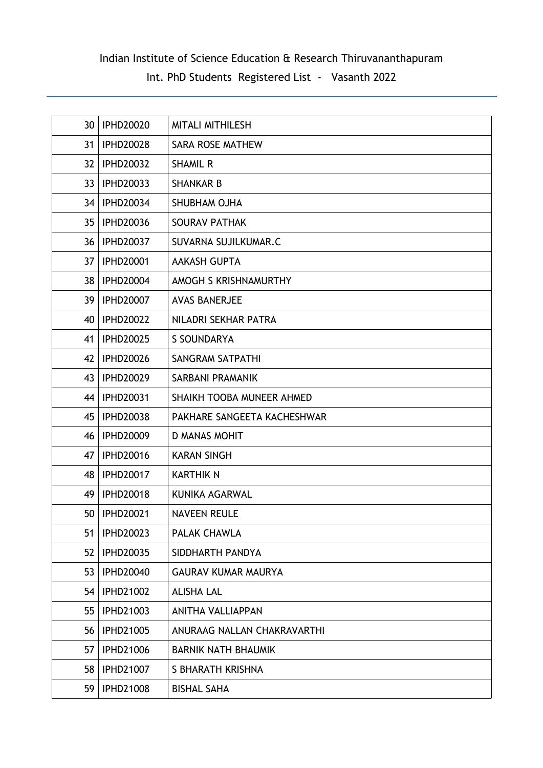Indian Institute of Science Education & Research Thiruvananthapuram

Int. PhD Students Registered List - Vasanth 2022

| | | |
|---|---|---|
| 30 | IPHD20020 | MITALI MITHILESH |
| 31 | IPHD20028 | SARA ROSE MATHEW |
| 32 | IPHD20032 | SHAMIL R |
| 33 | IPHD20033 | SHANKAR B |
| 34 | IPHD20034 | SHUBHAM OJHA |
| 35 | IPHD20036 | SOURAV PATHAK |
| 36 | IPHD20037 | SUVARNA SUJILKUMAR.C |
| 37 | IPHD20001 | AAKASH GUPTA |
| 38 | IPHD20004 | AMOGH S KRISHNAMURTHY |
| 39 | IPHD20007 | AVAS BANERJEE |
| 40 | IPHD20022 | NILADRI SEKHAR PATRA |
| 41 | IPHD20025 | S SOUNDARYA |
| 42 | IPHD20026 | SANGRAM SATPATHI |
| 43 | IPHD20029 | SARBANI PRAMANIK |
| 44 | IPHD20031 | SHAIKH TOOBA MUNEER AHMED |
| 45 | IPHD20038 | PAKHARE SANGEETA KACHESHWAR |
| 46 | IPHD20009 | D MANAS MOHIT |
| 47 | IPHD20016 | KARAN SINGH |
| 48 | IPHD20017 | KARTHIK N |
| 49 | IPHD20018 | KUNIKA AGARWAL |
| 50 | IPHD20021 | NAVEEN REULE |
| 51 | IPHD20023 | PALAK CHAWLA |
| 52 | IPHD20035 | SIDDHARTH PANDYA |
| 53 | IPHD20040 | GAURAV KUMAR MAURYA |
| 54 | IPHD21002 | ALISHA LAL |
| 55 | IPHD21003 | ANITHA VALLIAPPAN |
| 56 | IPHD21005 | ANURAAG NALLAN CHAKRAVARTHI |
| 57 | IPHD21006 | BARNIK NATH BHAUMIK |
| 58 | IPHD21007 | S BHARATH KRISHNA |
| 59 | IPHD21008 | BISHAL SAHA |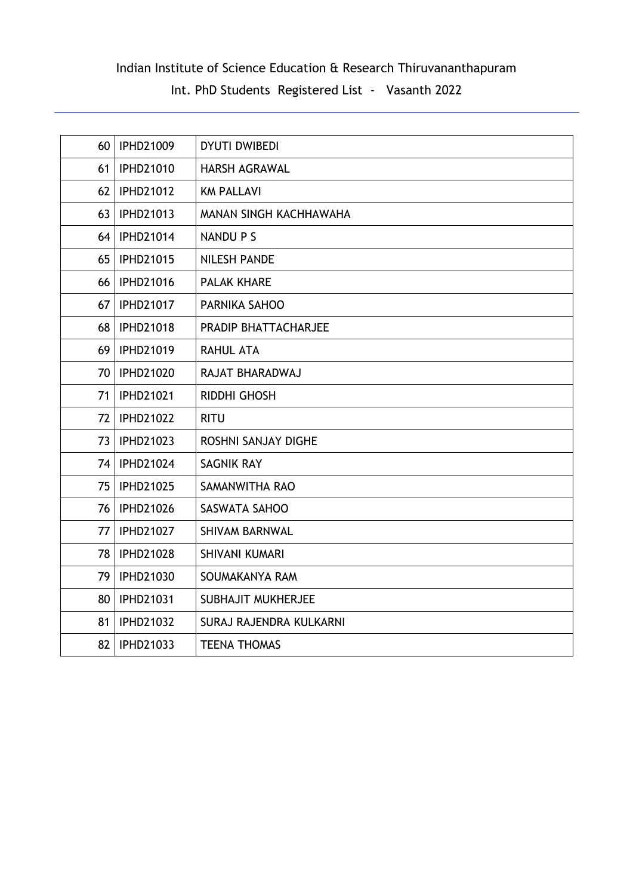Indian Institute of Science Education & Research Thiruvananthapuram

Int. PhD Students Registered List - Vasanth 2022

| | | |
|---|---|---|
| 60 | IPHD21009 | DYUTI DWIBEDI |
| 61 | IPHD21010 | HARSH AGRAWAL |
| 62 | IPHD21012 | KM PALLAVI |
| 63 | IPHD21013 | MANAN SINGH KACHHAWAHA |
| 64 | IPHD21014 | NANDU P S |
| 65 | IPHD21015 | NILESH PANDE |
| 66 | IPHD21016 | PALAK KHARE |
| 67 | IPHD21017 | PARNIKA SAHOO |
| 68 | IPHD21018 | PRADIP BHATTACHARJEE |
| 69 | IPHD21019 | RAHUL ATA |
| 70 | IPHD21020 | RAJAT BHARADWAJ |
| 71 | IPHD21021 | RIDDHI GHOSH |
| 72 | IPHD21022 | RITU |
| 73 | IPHD21023 | ROSHNI SANJAY DIGHE |
| 74 | IPHD21024 | SAGNIK RAY |
| 75 | IPHD21025 | SAMANWITHA RAO |
| 76 | IPHD21026 | SASWATA SAHOO |
| 77 | IPHD21027 | SHIVAM BARNWAL |
| 78 | IPHD21028 | SHIVANI KUMARI |
| 79 | IPHD21030 | SOUMAKANYA RAM |
| 80 | IPHD21031 | SUBHAJIT MUKHERJEE |
| 81 | IPHD21032 | SURAJ RAJENDRA KULKARNI |
| 82 | IPHD21033 | TEENA THOMAS |